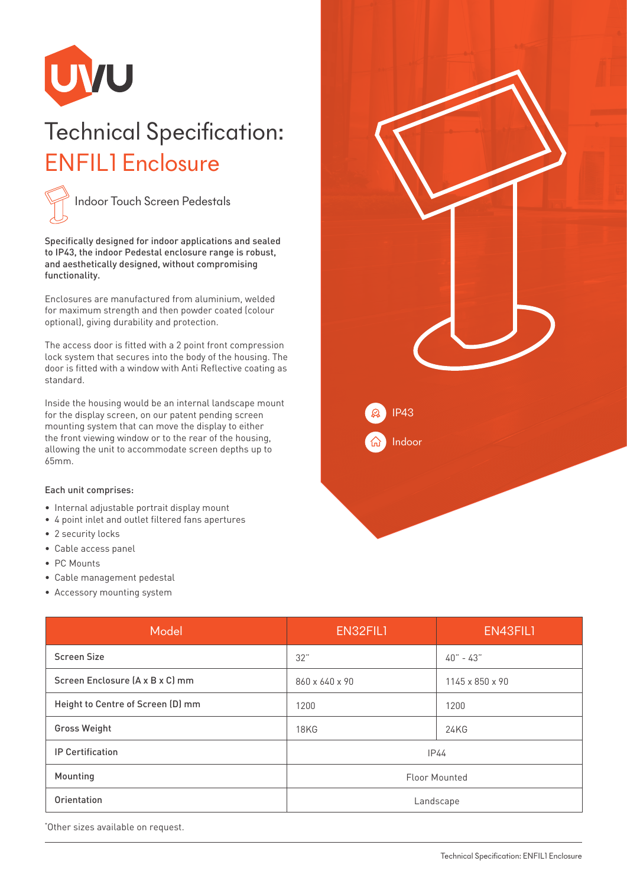# Technical Specification: ENFIL1 Enclosure

Indoor Touch Screen Pedestals

**Specifically designed for indoor applications and sealed to IP43, the indoor Pedestal enclosure range is robust, and aesthetically designed, without compromising functionality.**

Enclosures are manufactured from aluminium, welded for maximum strength and then powder coated (colour optional), giving durability and protection.

The access door is fitted with a 2 point front compression lock system that secures into the body of the housing. The door is fitted with a window with Anti Reflective coating as standard.

Inside the housing would be an internal landscape mount for the display screen, on our patent pending screen mounting system that can move the display to either the front viewing window or to the rear of the housing, allowing the unit to accommodate screen depths up to 65mm.

Each unit comprises:

- Internal adjustable portrait display mount
- 4 point inlet and outlet filtered fans apertures
- 2 security locks
- Cable access panel
- PC Mounts
- Cable management pedestal
- Accessory mounting system

IP43

Indoor

| Model | EN32FIL1 | EN43FIL1 |
| --- | --- | --- |
| Screen Size | 32" | 40" - 43" |
| Screen Enclosure (A x B x C) mm | 860 x 640 x 90 | 1145 x 850 x 90 |
| Height to Centre of Screen (D) mm | 1200 | 1200 |
| Gross Weight | 18KG | 24KG |
| IP Certification | IP44 | |
| Mounting | Floor Mounted | |
| Orientation | Landscape | |

*Other sizes available on request.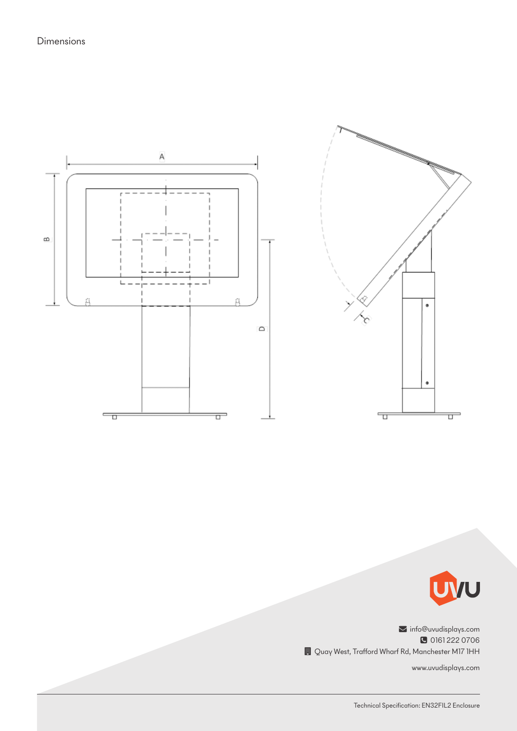Dimensions

A

B

C

D

info@uvudisplays.com

0161 222 0706

Quay West, Trafford Wharf Rd, Manchester M17 1HH

www.uvudisplays.com

Technical Specification: EN32FIL2 Enclosure